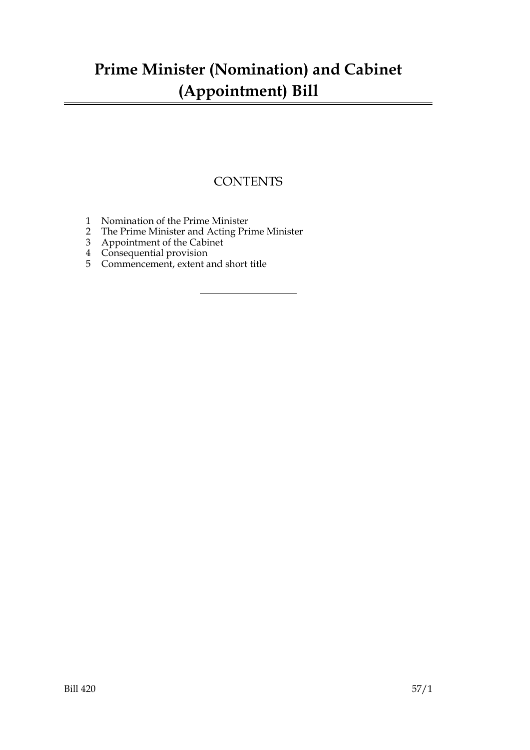# Prime Minister (Nomination) and Cabinet (Appointment) Bill

## CONTENTS

1 Nomination of the Prime Minister
2 The Prime Minister and Acting Prime Minister
3 Appointment of the Cabinet
4 Consequential provision
5 Commencement, extent and short title

Bill 420 57/1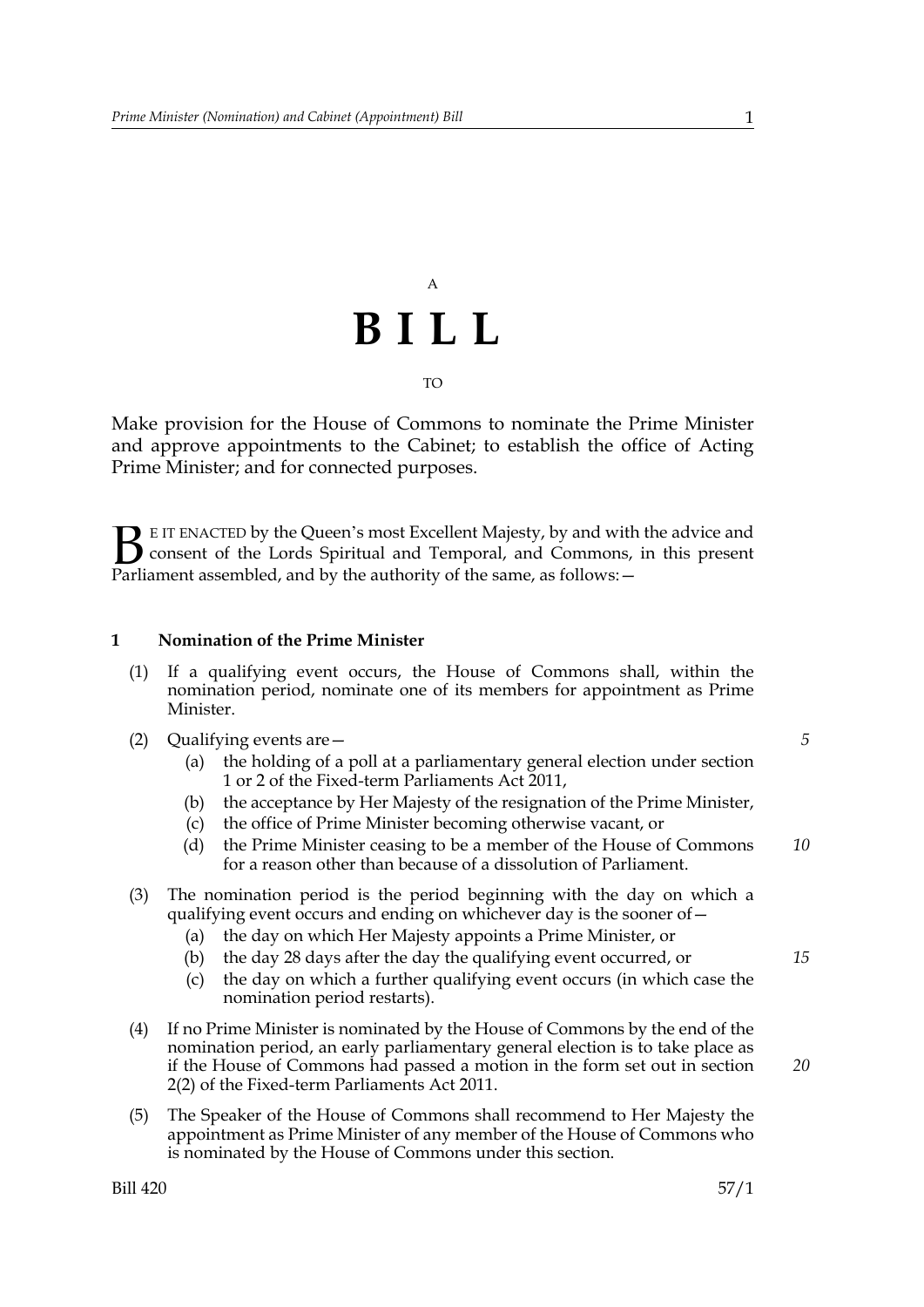A

# B I L L

TO

Make provision for the House of Commons to nominate the Prime Minister and approve appointments to the Cabinet; to establish the office of Acting Prime Minister; and for connected purposes.

BE IT ENACTED by the Queen's most Excellent Majesty, by and with the advice and consent of the Lords Spiritual and Temporal, and Commons, in this present Parliament assembled, and by the authority of the same, as follows:—

## 1 Nomination of the Prime Minister

(1) If a qualifying event occurs, the House of Commons shall, within the nomination period, nominate one of its members for appointment as Prime Minister.

(2) Qualifying events are—

- (a) the holding of a poll at a parliamentary general election under section 1 or 2 of the Fixed-term Parliaments Act 2011,
- (b) the acceptance by Her Majesty of the resignation of the Prime Minister,
- (c) the office of Prime Minister becoming otherwise vacant, or
- (d) the Prime Minister ceasing to be a member of the House of Commons for a reason other than because of a dissolution of Parliament.

(3) The nomination period is the period beginning with the day on which a qualifying event occurs and ending on whichever day is the sooner of—

- (a) the day on which Her Majesty appoints a Prime Minister, or
- (b) the day 28 days after the day the qualifying event occurred, or
- (c) the day on which a further qualifying event occurs (in which case the nomination period restarts).

(4) If no Prime Minister is nominated by the House of Commons by the end of the nomination period, an early parliamentary general election is to take place as if the House of Commons had passed a motion in the form set out in section 2(2) of the Fixed-term Parliaments Act 2011.

(5) The Speaker of the House of Commons shall recommend to Her Majesty the appointment as Prime Minister of any member of the House of Commons who is nominated by the House of Commons under this section.

Bill 420 57/1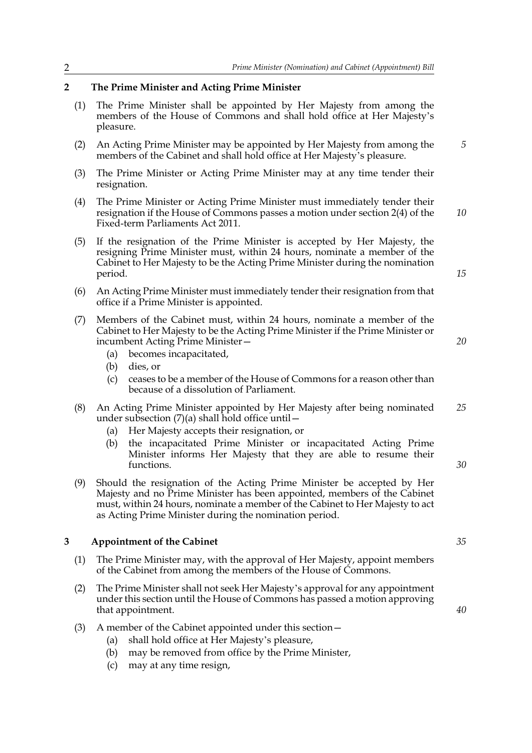## 2 The Prime Minister and Acting Prime Minister

(1) The Prime Minister shall be appointed by Her Majesty from among the members of the House of Commons and shall hold office at Her Majesty's pleasure.

(2) An Acting Prime Minister may be appointed by Her Majesty from among the members of the Cabinet and shall hold office at Her Majesty's pleasure.

(3) The Prime Minister or Acting Prime Minister may at any time tender their resignation.

(4) The Prime Minister or Acting Prime Minister must immediately tender their resignation if the House of Commons passes a motion under section 2(4) of the Fixed-term Parliaments Act 2011.

(5) If the resignation of the Prime Minister is accepted by Her Majesty, the resigning Prime Minister must, within 24 hours, nominate a member of the Cabinet to Her Majesty to be the Acting Prime Minister during the nomination period.

(6) An Acting Prime Minister must immediately tender their resignation from that office if a Prime Minister is appointed.

(7) Members of the Cabinet must, within 24 hours, nominate a member of the Cabinet to Her Majesty to be the Acting Prime Minister if the Prime Minister or incumbent Acting Prime Minister—
   - (a) becomes incapacitated,
   - (b) dies, or
   - (c) ceases to be a member of the House of Commons for a reason other than because of a dissolution of Parliament.

(8) An Acting Prime Minister appointed by Her Majesty after being nominated under subsection (7)(a) shall hold office until—
   - (a) Her Majesty accepts their resignation, or
   - (b) the incapacitated Prime Minister or incapacitated Acting Prime Minister informs Her Majesty that they are able to resume their functions.

(9) Should the resignation of the Acting Prime Minister be accepted by Her Majesty and no Prime Minister has been appointed, members of the Cabinet must, within 24 hours, nominate a member of the Cabinet to Her Majesty to act as Acting Prime Minister during the nomination period.

## 3 Appointment of the Cabinet

(1) The Prime Minister may, with the approval of Her Majesty, appoint members of the Cabinet from among the members of the House of Commons.

(2) The Prime Minister shall not seek Her Majesty's approval for any appointment under this section until the House of Commons has passed a motion approving that appointment.

(3) A member of the Cabinet appointed under this section—
   - (a) shall hold office at Her Majesty's pleasure,
   - (b) may be removed from office by the Prime Minister,
   - (c) may at any time resign,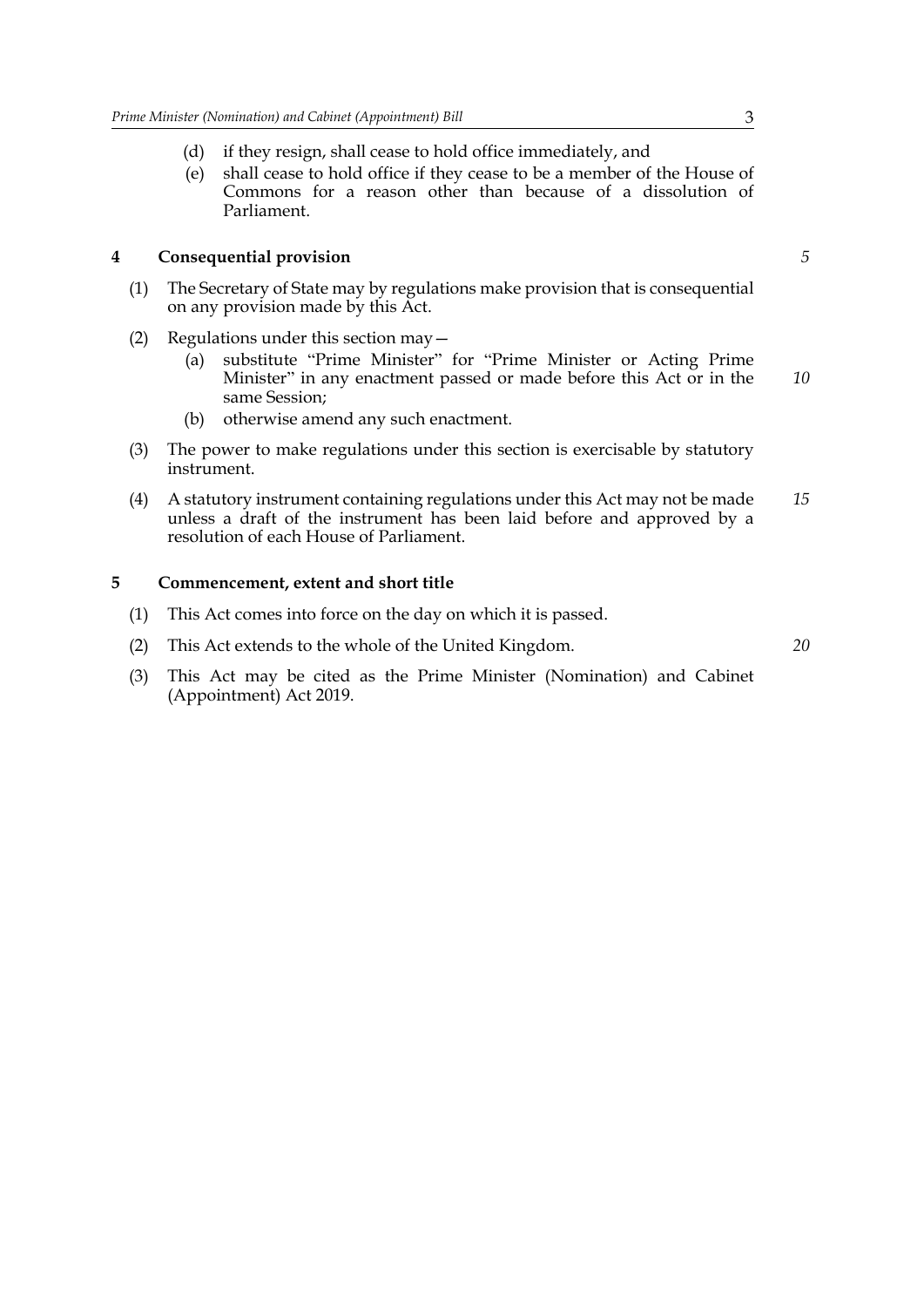(d) if they resign, shall cease to hold office immediately, and

(e) shall cease to hold office if they cease to be a member of the House of Commons for a reason other than because of a dissolution of Parliament.

## 4 Consequential provision

(1) The Secretary of State may by regulations make provision that is consequential on any provision made by this Act.

(2) Regulations under this section may—

(a) substitute "Prime Minister" for "Prime Minister or Acting Prime Minister" in any enactment passed or made before this Act or in the same Session;

(b) otherwise amend any such enactment.

(3) The power to make regulations under this section is exercisable by statutory instrument.

(4) A statutory instrument containing regulations under this Act may not be made unless a draft of the instrument has been laid before and approved by a resolution of each House of Parliament.

## 5 Commencement, extent and short title

(1) This Act comes into force on the day on which it is passed.

(2) This Act extends to the whole of the United Kingdom.

(3) This Act may be cited as the Prime Minister (Nomination) and Cabinet (Appointment) Act 2019.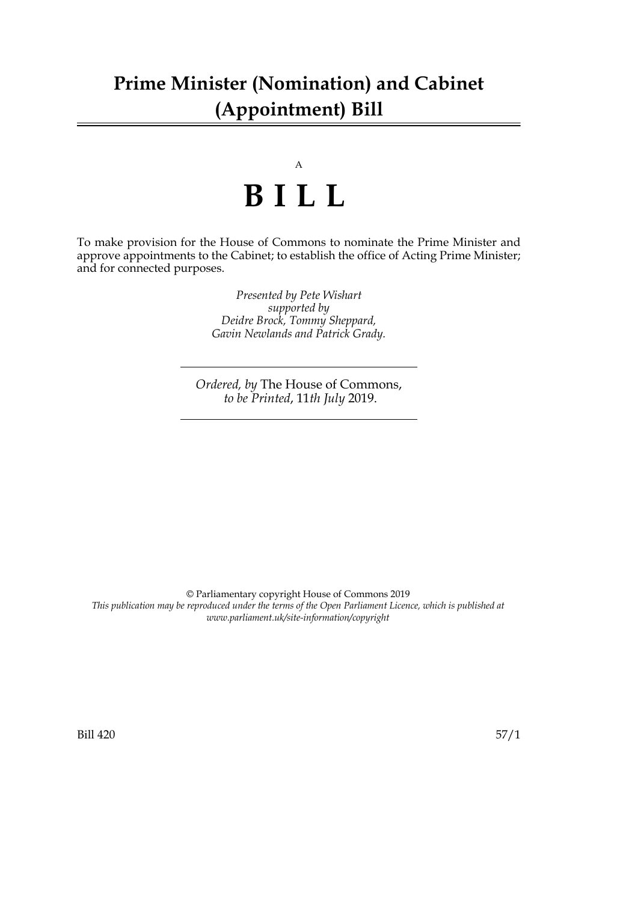# Prime Minister (Nomination) and Cabinet (Appointment) Bill

A

# B I L L

To make provision for the House of Commons to nominate the Prime Minister and approve appointments to the Cabinet; to establish the office of Acting Prime Minister; and for connected purposes.

*Presented by Pete Wishart*
*supported by*
*Deidre Brock, Tommy Sheppard,*
*Gavin Newlands and Patrick Grady.*

*Ordered, by* The House of Commons, *to be Printed*, 11*th July* 2019.

© Parliamentary copyright House of Commons 2019
*This publication may be reproduced under the terms of the Open Parliament Licence, which is published at www.parliament.uk/site-information/copyright*

Bill 420 57/1